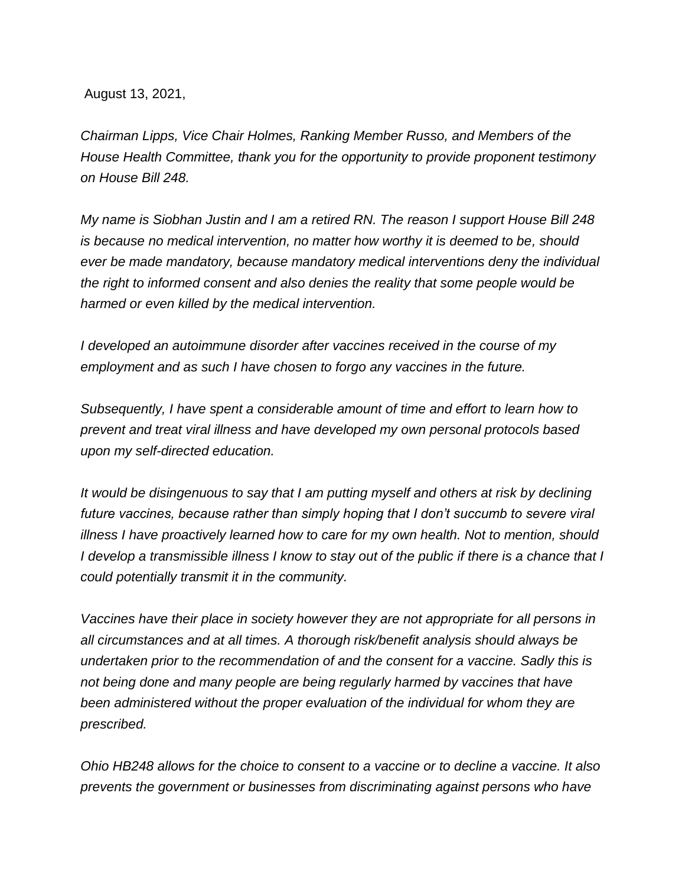August 13, 2021,

*Chairman Lipps, Vice Chair Holmes, Ranking Member Russo, and Members of the House Health Committee, thank you for the opportunity to provide proponent testimony on House Bill 248.*

*My name is Siobhan Justin and I am a retired RN. The reason I support House Bill 248 is because no medical intervention, no matter how worthy it is deemed to be, should ever be made mandatory, because mandatory medical interventions deny the individual the right to informed consent and also denies the reality that some people would be harmed or even killed by the medical intervention.*

*I developed an autoimmune disorder after vaccines received in the course of my employment and as such I have chosen to forgo any vaccines in the future.*

*Subsequently, I have spent a considerable amount of time and effort to learn how to prevent and treat viral illness and have developed my own personal protocols based upon my self-directed education.*

*It would be disingenuous to say that I am putting myself and others at risk by declining future vaccines, because rather than simply hoping that I don't succumb to severe viral illness I have proactively learned how to care for my own health. Not to mention, should I develop a transmissible illness I know to stay out of the public if there is a chance that I could potentially transmit it in the community.*

*Vaccines have their place in society however they are not appropriate for all persons in all circumstances and at all times. A thorough risk/benefit analysis should always be undertaken prior to the recommendation of and the consent for a vaccine. Sadly this is not being done and many people are being regularly harmed by vaccines that have been administered without the proper evaluation of the individual for whom they are prescribed.*

*Ohio HB248 allows for the choice to consent to a vaccine or to decline a vaccine. It also prevents the government or businesses from discriminating against persons who have*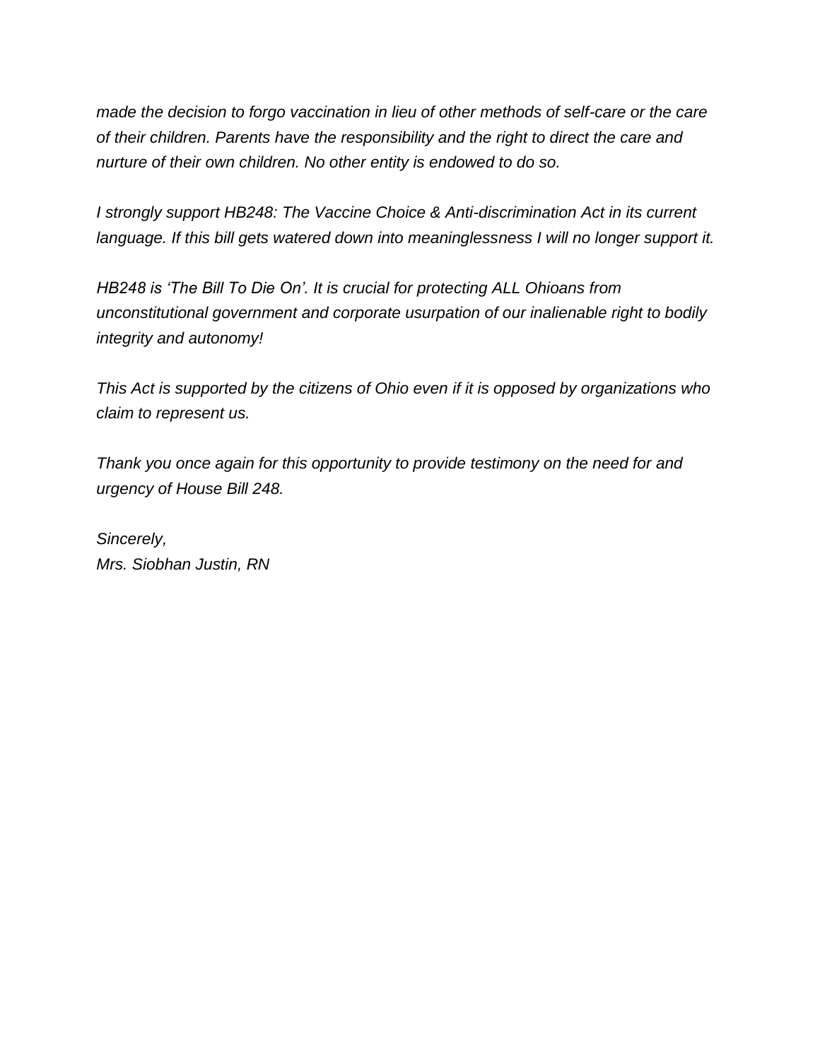*made the decision to forgo vaccination in lieu of other methods of self-care or the care of their children. Parents have the responsibility and the right to direct the care and nurture of their own children. No other entity is endowed to do so.*

*I strongly support HB248: The Vaccine Choice & Anti-discrimination Act in its current language. If this bill gets watered down into meaninglessness I will no longer support it.*

*HB248 is 'The Bill To Die On'. It is crucial for protecting ALL Ohioans from unconstitutional government and corporate usurpation of our inalienable right to bodily integrity and autonomy!*

*This Act is supported by the citizens of Ohio even if it is opposed by organizations who claim to represent us.*

*Thank you once again for this opportunity to provide testimony on the need for and urgency of House Bill 248.*

*Sincerely,*
*Mrs. Siobhan Justin, RN*